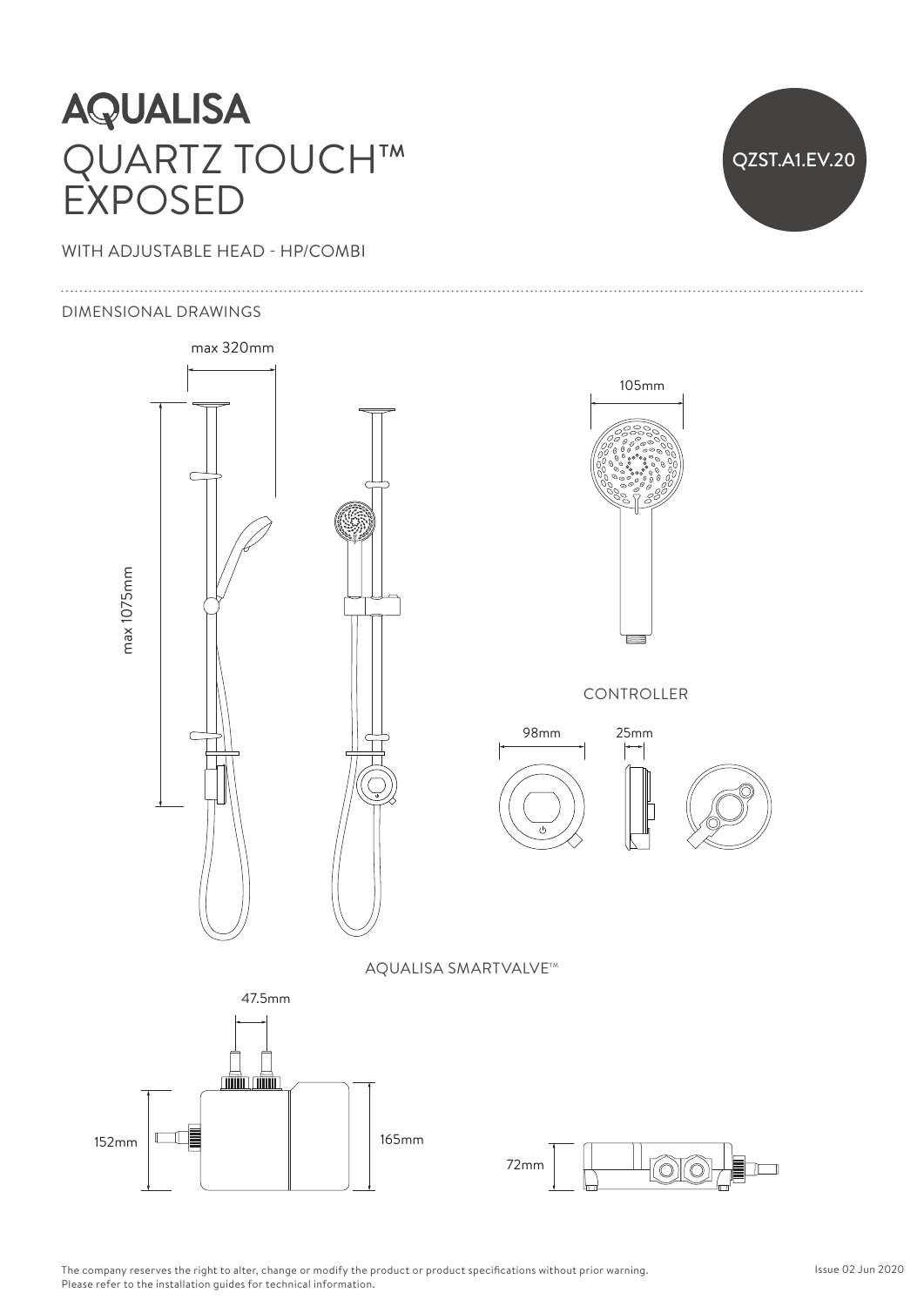# AQUALISA

# QUARTZ TOUCH™ EXPOSED

QZST.A1.EV.20

WITH ADJUSTABLE HEAD - HP/COMBI

## DIMENSIONAL DRAWINGS

max 320mm

max 1075mm

105mm

CONTROLLER

98mm

25mm

AQUALISA SMARTVALVE™

47.5mm

152mm

165mm

72mm

The company reserves the right to alter, change or modify the product or product specifications without prior warning.
Please refer to the installation guides for technical information.

Issue 02 Jun 2020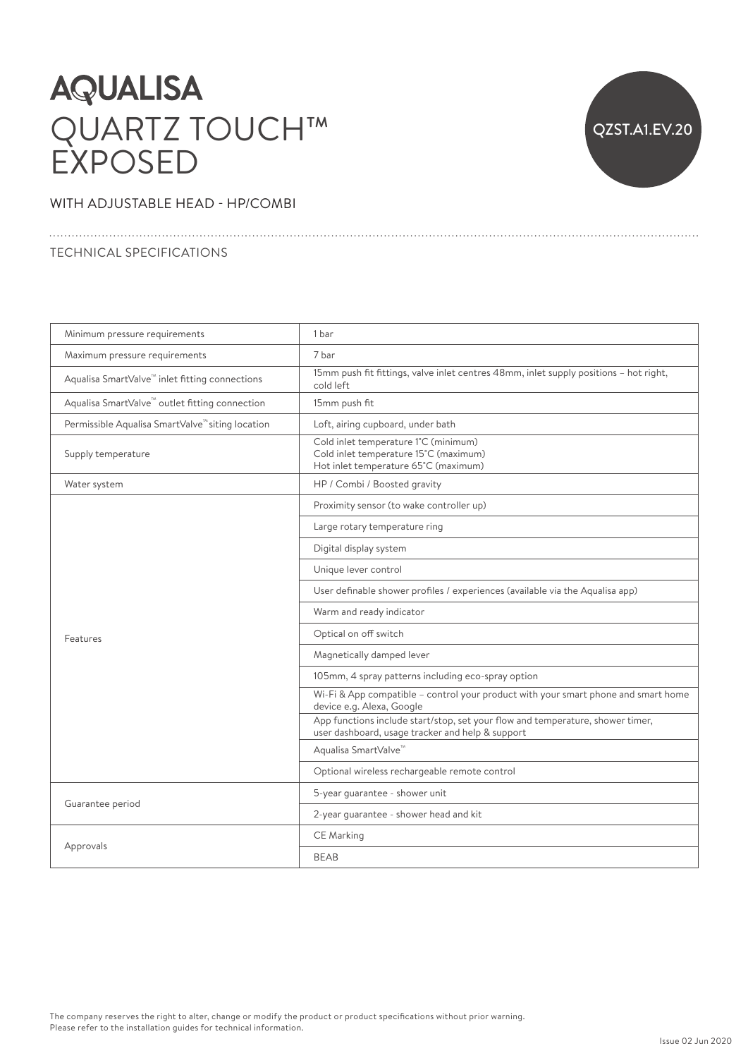# AQUALISA

# QUARTZ TOUCH™ EXPOSED

QZST.A1.EV.20

WITH ADJUSTABLE HEAD - HP/COMBI

## TECHNICAL SPECIFICATIONS

| | |
|---|---|
| Minimum pressure requirements | 1 bar |
| Maximum pressure requirements | 7 bar |
| Aqualisa SmartValve™ inlet fitting connections | 15mm push fit fittings, valve inlet centres 48mm, inlet supply positions – hot right, cold left |
| Aqualisa SmartValve™ outlet fitting connection | 15mm push fit |
| Permissible Aqualisa SmartValve™ siting location | Loft, airing cupboard, under bath |
| Supply temperature | Cold inlet temperature 1°C (minimum)<br>Cold inlet temperature 15°C (maximum)<br>Hot inlet temperature 65°C (maximum) |
| Water system | HP / Combi / Boosted gravity |
| Features | Proximity sensor (to wake controller up) |
| | Large rotary temperature ring |
| | Digital display system |
| | Unique lever control |
| | User definable shower profiles / experiences (available via the Aqualisa app) |
| | Warm and ready indicator |
| | Optical on off switch |
| | Magnetically damped lever |
| | 105mm, 4 spray patterns including eco-spray option |
| | Wi-Fi & App compatible – control your product with your smart phone and smart home device e.g. Alexa, Google |
| | App functions include start/stop, set your flow and temperature, shower timer, user dashboard, usage tracker and help & support |
| | Aqualisa SmartValve™ |
| | Optional wireless rechargeable remote control |
| Guarantee period | 5-year guarantee - shower unit |
| | 2-year guarantee - shower head and kit |
| Approvals | CE Marking |
| | BEAB |

The company reserves the right to alter, change or modify the product or product specifications without prior warning.
Please refer to the installation guides for technical information.

Issue 02 Jun 2020